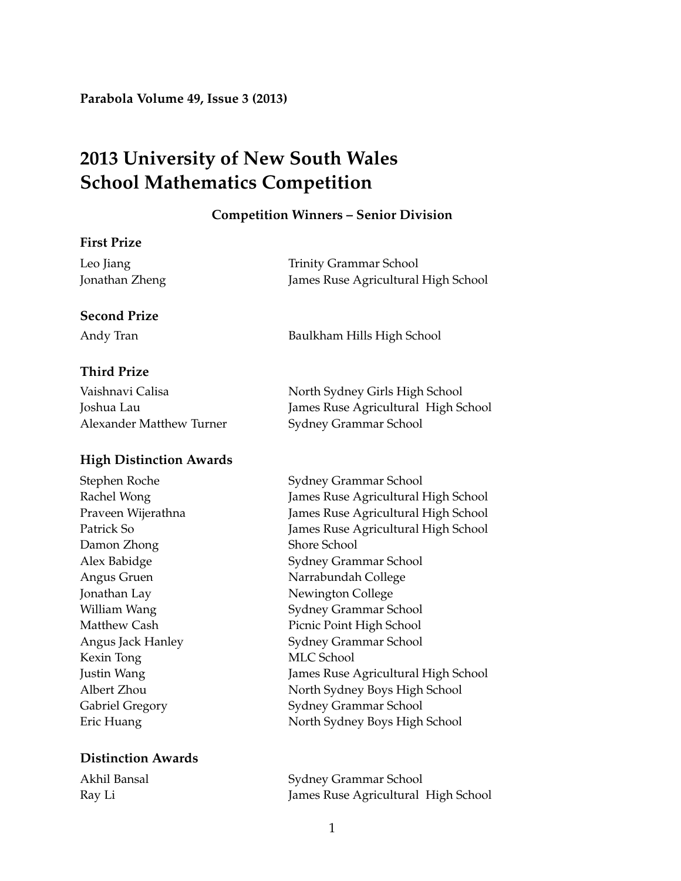# 2013 University of New South Wales School Mathematics Competition

### Competition Winners – Senior Division

**First Prize**

| | |
|---|---|
| Leo Jiang | Trinity Grammar School |
| Jonathan Zheng | James Ruse Agricultural High School |

**Second Prize**

| | |
|---|---|
| Andy Tran | Baulkham Hills High School |

**Third Prize**

| | |
|---|---|
| Vaishnavi Calisa | North Sydney Girls High School |
| Joshua Lau | James Ruse Agricultural High School |
| Alexander Matthew Turner | Sydney Grammar School |

**High Distinction Awards**

| | |
|---|---|
| Stephen Roche | Sydney Grammar School |
| Rachel Wong | James Ruse Agricultural High School |
| Praveen Wijerathna | James Ruse Agricultural High School |
| Patrick So | James Ruse Agricultural High School |
| Damon Zhong | Shore School |
| Alex Babidge | Sydney Grammar School |
| Angus Gruen | Narrabundah College |
| Jonathan Lay | Newington College |
| William Wang | Sydney Grammar School |
| Matthew Cash | Picnic Point High School |
| Angus Jack Hanley | Sydney Grammar School |
| Kexin Tong | MLC School |
| Justin Wang | James Ruse Agricultural High School |
| Albert Zhou | North Sydney Boys High School |
| Gabriel Gregory | Sydney Grammar School |
| Eric Huang | North Sydney Boys High School |

**Distinction Awards**

| | |
|---|---|
| Akhil Bansal | Sydney Grammar School |
| Ray Li | James Ruse Agricultural High School |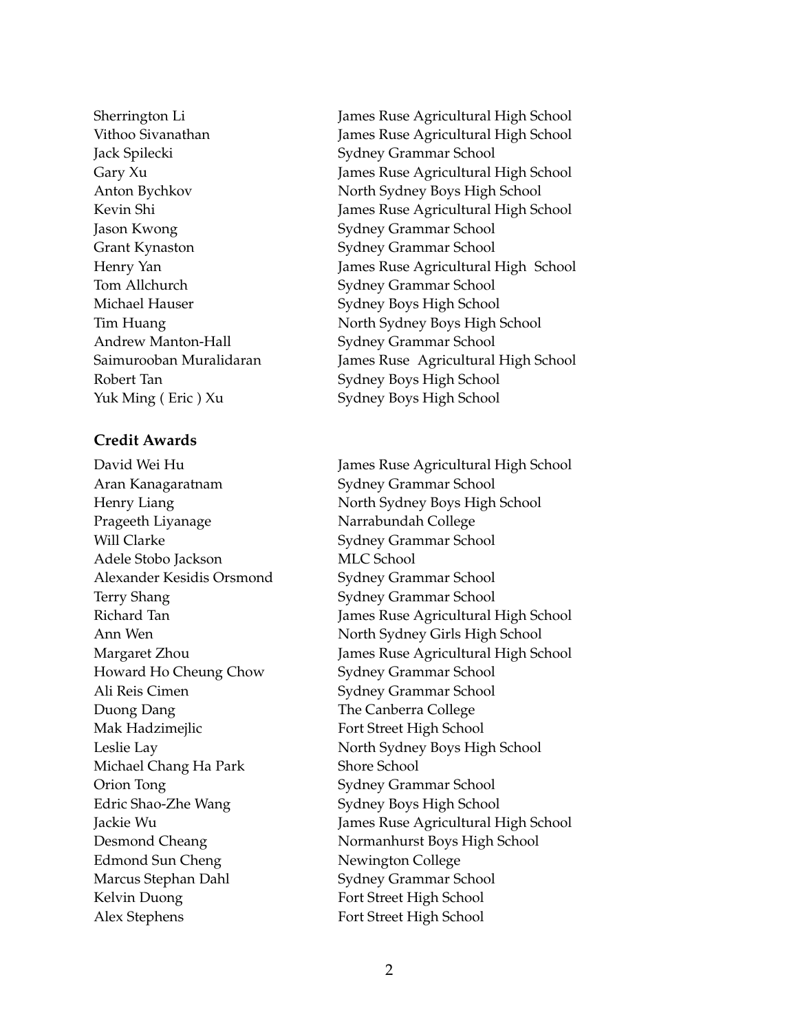| | |
|---|---|
| Sherrington Li | James Ruse Agricultural High School |
| Vithoo Sivanathan | James Ruse Agricultural High School |
| Jack Spilecki | Sydney Grammar School |
| Gary Xu | James Ruse Agricultural High School |
| Anton Bychkov | North Sydney Boys High School |
| Kevin Shi | James Ruse Agricultural High School |
| Jason Kwong | Sydney Grammar School |
| Grant Kynaston | Sydney Grammar School |
| Henry Yan | James Ruse Agricultural High School |
| Tom Allchurch | Sydney Grammar School |
| Michael Hauser | Sydney Boys High School |
| Tim Huang | North Sydney Boys High School |
| Andrew Manton-Hall | Sydney Grammar School |
| Saimurooban Muralidaran | James Ruse Agricultural High School |
| Robert Tan | Sydney Boys High School |
| Yuk Ming ( Eric ) Xu | Sydney Boys High School |

**Credit Awards**

| | |
|---|---|
| David Wei Hu | James Ruse Agricultural High School |
| Aran Kanagaratnam | Sydney Grammar School |
| Henry Liang | North Sydney Boys High School |
| Prageeth Liyanage | Narrabundah College |
| Will Clarke | Sydney Grammar School |
| Adele Stobo Jackson | MLC School |
| Alexander Kesidis Orsmond | Sydney Grammar School |
| Terry Shang | Sydney Grammar School |
| Richard Tan | James Ruse Agricultural High School |
| Ann Wen | North Sydney Girls High School |
| Margaret Zhou | James Ruse Agricultural High School |
| Howard Ho Cheung Chow | Sydney Grammar School |
| Ali Reis Cimen | Sydney Grammar School |
| Duong Dang | The Canberra College |
| Mak Hadzimejlic | Fort Street High School |
| Leslie Lay | North Sydney Boys High School |
| Michael Chang Ha Park | Shore School |
| Orion Tong | Sydney Grammar School |
| Edric Shao-Zhe Wang | Sydney Boys High School |
| Jackie Wu | James Ruse Agricultural High School |
| Desmond Cheang | Normanhurst Boys High School |
| Edmond Sun Cheng | Newington College |
| Marcus Stephan Dahl | Sydney Grammar School |
| Kelvin Duong | Fort Street High School |
| Alex Stephens | Fort Street High School |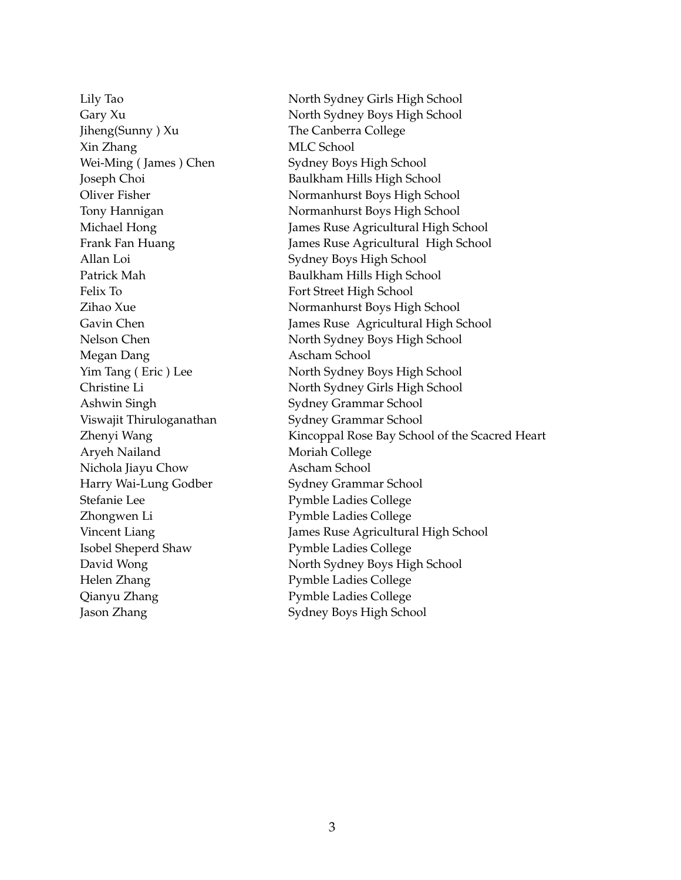| | |
|---|---|
| Lily Tao | North Sydney Girls High School |
| Gary Xu | North Sydney Boys High School |
| Jiheng(Sunny ) Xu | The Canberra College |
| Xin Zhang | MLC School |
| Wei-Ming ( James ) Chen | Sydney Boys High School |
| Joseph Choi | Baulkham Hills High School |
| Oliver Fisher | Normanhurst Boys High School |
| Tony Hannigan | Normanhurst Boys High School |
| Michael Hong | James Ruse Agricultural High School |
| Frank Fan Huang | James Ruse Agricultural High School |
| Allan Loi | Sydney Boys High School |
| Patrick Mah | Baulkham Hills High School |
| Felix To | Fort Street High School |
| Zihao Xue | Normanhurst Boys High School |
| Gavin Chen | James Ruse Agricultural High School |
| Nelson Chen | North Sydney Boys High School |
| Megan Dang | Ascham School |
| Yim Tang ( Eric ) Lee | North Sydney Boys High School |
| Christine Li | North Sydney Girls High School |
| Ashwin Singh | Sydney Grammar School |
| Viswajit Thiruloganathan | Sydney Grammar School |
| Zhenyi Wang | Kincoppal Rose Bay School of the Scacred Heart |
| Aryeh Nailand | Moriah College |
| Nichola Jiayu Chow | Ascham School |
| Harry Wai-Lung Godber | Sydney Grammar School |
| Stefanie Lee | Pymble Ladies College |
| Zhongwen Li | Pymble Ladies College |
| Vincent Liang | James Ruse Agricultural High School |
| Isobel Sheperd Shaw | Pymble Ladies College |
| David Wong | North Sydney Boys High School |
| Helen Zhang | Pymble Ladies College |
| Qianyu Zhang | Pymble Ladies College |
| Jason Zhang | Sydney Boys High School |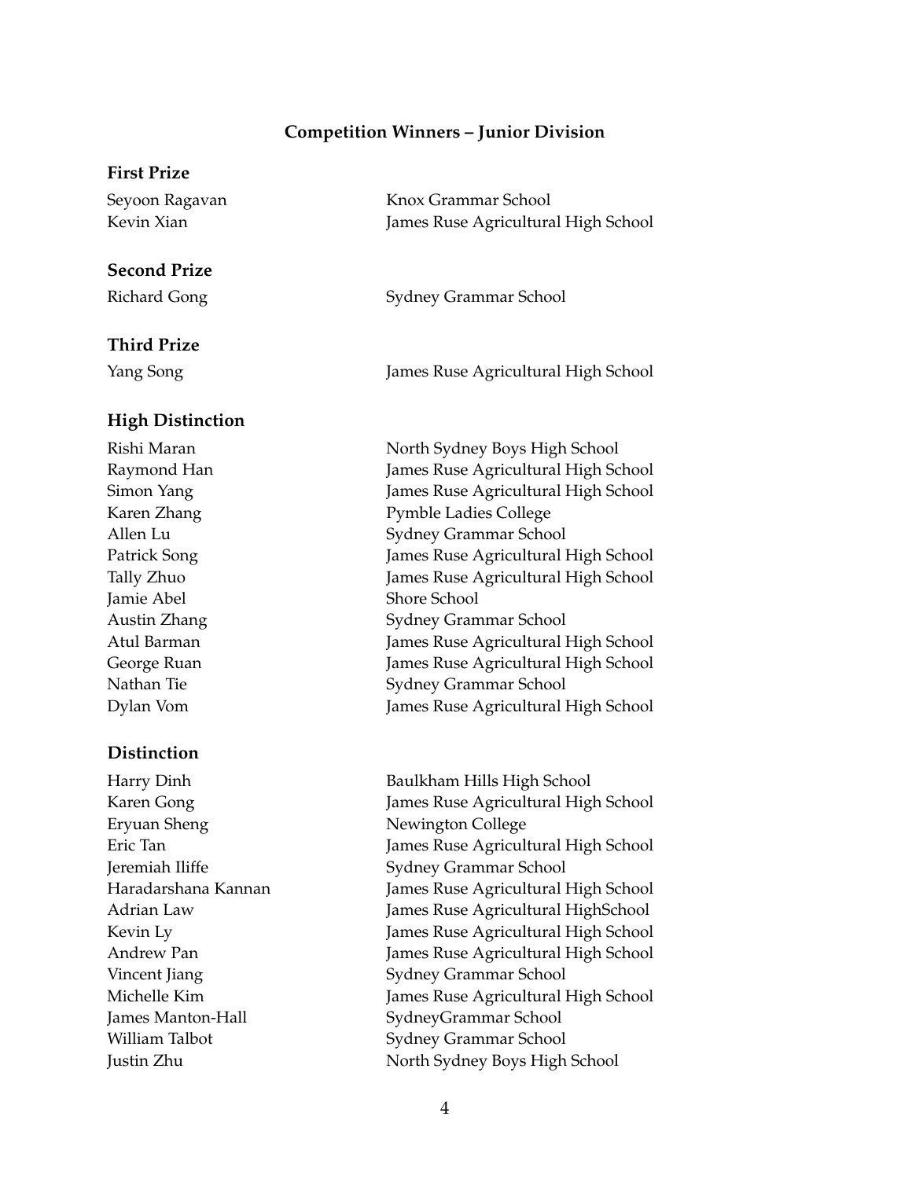## Competition Winners – Junior Division

### First Prize

| | |
|---|---|
| Seyoon Ragavan | Knox Grammar School |
| Kevin Xian | James Ruse Agricultural High School |

### Second Prize

| | |
|---|---|
| Richard Gong | Sydney Grammar School |

### Third Prize

| | |
|---|---|
| Yang Song | James Ruse Agricultural High School |

### High Distinction

| | |
|---|---|
| Rishi Maran | North Sydney Boys High School |
| Raymond Han | James Ruse Agricultural High School |
| Simon Yang | James Ruse Agricultural High School |
| Karen Zhang | Pymble Ladies College |
| Allen Lu | Sydney Grammar School |
| Patrick Song | James Ruse Agricultural High School |
| Tally Zhuo | James Ruse Agricultural High School |
| Jamie Abel | Shore School |
| Austin Zhang | Sydney Grammar School |
| Atul Barman | James Ruse Agricultural High School |
| George Ruan | James Ruse Agricultural High School |
| Nathan Tie | Sydney Grammar School |
| Dylan Vom | James Ruse Agricultural High School |

### Distinction

| | |
|---|---|
| Harry Dinh | Baulkham Hills High School |
| Karen Gong | James Ruse Agricultural High School |
| Eryuan Sheng | Newington College |
| Eric Tan | James Ruse Agricultural High School |
| Jeremiah Iliffe | Sydney Grammar School |
| Haradarshana Kannan | James Ruse Agricultural High School |
| Adrian Law | James Ruse Agricultural HighSchool |
| Kevin Ly | James Ruse Agricultural High School |
| Andrew Pan | James Ruse Agricultural High School |
| Vincent Jiang | Sydney Grammar School |
| Michelle Kim | James Ruse Agricultural High School |
| James Manton-Hall | SydneyGrammar School |
| William Talbot | Sydney Grammar School |
| Justin Zhu | North Sydney Boys High School |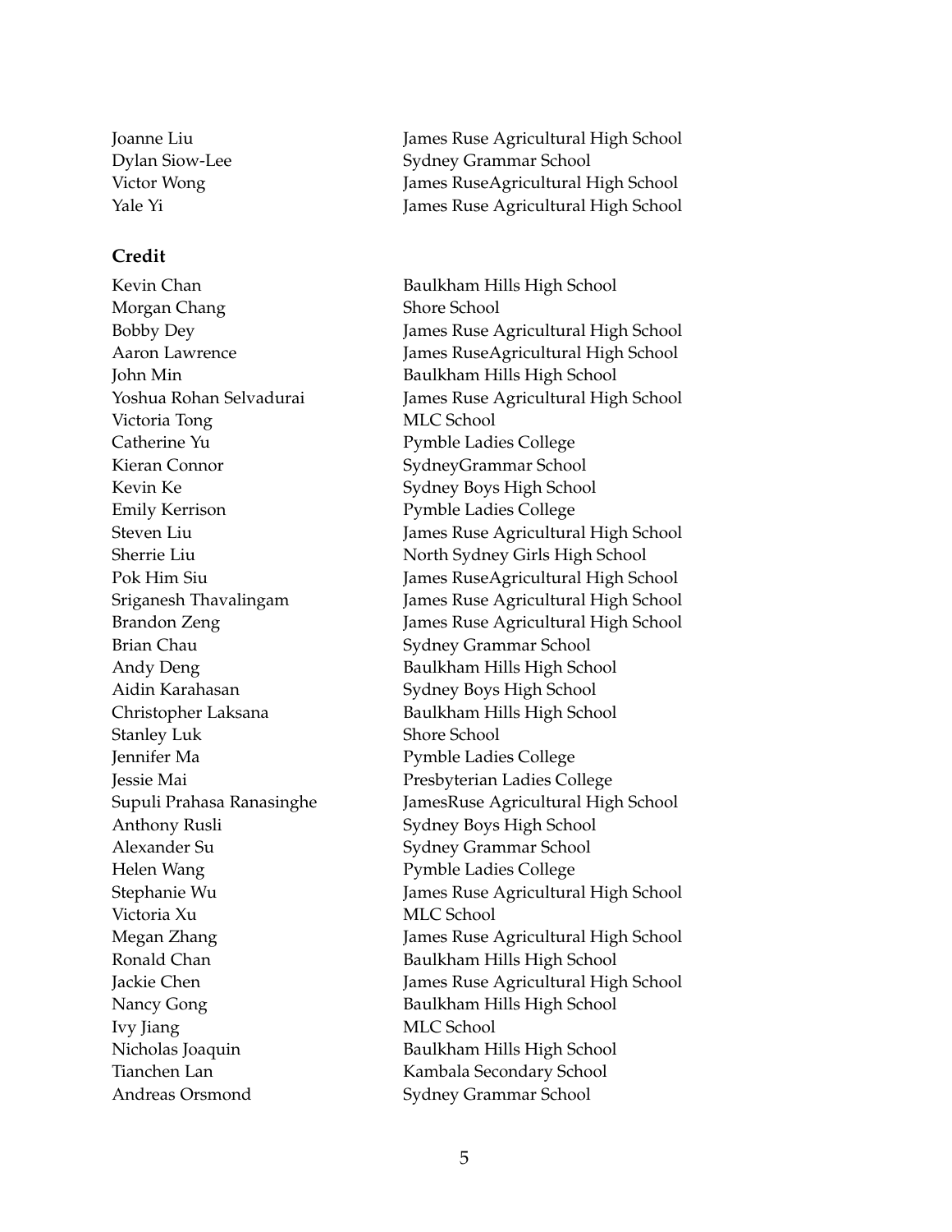| | |
|---|---|
| Joanne Liu | James Ruse Agricultural High School |
| Dylan Siow-Lee | Sydney Grammar School |
| Victor Wong | James RuseAgricultural High School |
| Yale Yi | James Ruse Agricultural High School |

**Credit**

| | |
|---|---|
| Kevin Chan | Baulkham Hills High School |
| Morgan Chang | Shore School |
| Bobby Dey | James Ruse Agricultural High School |
| Aaron Lawrence | James RuseAgricultural High School |
| John Min | Baulkham Hills High School |
| Yoshua Rohan Selvadurai | James Ruse Agricultural High School |
| Victoria Tong | MLC School |
| Catherine Yu | Pymble Ladies College |
| Kieran Connor | SydneyGrammar School |
| Kevin Ke | Sydney Boys High School |
| Emily Kerrison | Pymble Ladies College |
| Steven Liu | James Ruse Agricultural High School |
| Sherrie Liu | North Sydney Girls High School |
| Pok Him Siu | James RuseAgricultural High School |
| Sriganesh Thavalingam | James Ruse Agricultural High School |
| Brandon Zeng | James Ruse Agricultural High School |
| Brian Chau | Sydney Grammar School |
| Andy Deng | Baulkham Hills High School |
| Aidin Karahasan | Sydney Boys High School |
| Christopher Laksana | Baulkham Hills High School |
| Stanley Luk | Shore School |
| Jennifer Ma | Pymble Ladies College |
| Jessie Mai | Presbyterian Ladies College |
| Supuli Prahasa Ranasinghe | JamesRuse Agricultural High School |
| Anthony Rusli | Sydney Boys High School |
| Alexander Su | Sydney Grammar School |
| Helen Wang | Pymble Ladies College |
| Stephanie Wu | James Ruse Agricultural High School |
| Victoria Xu | MLC School |
| Megan Zhang | James Ruse Agricultural High School |
| Ronald Chan | Baulkham Hills High School |
| Jackie Chen | James Ruse Agricultural High School |
| Nancy Gong | Baulkham Hills High School |
| Ivy Jiang | MLC School |
| Nicholas Joaquin | Baulkham Hills High School |
| Tianchen Lan | Kambala Secondary School |
| Andreas Orsmond | Sydney Grammar School |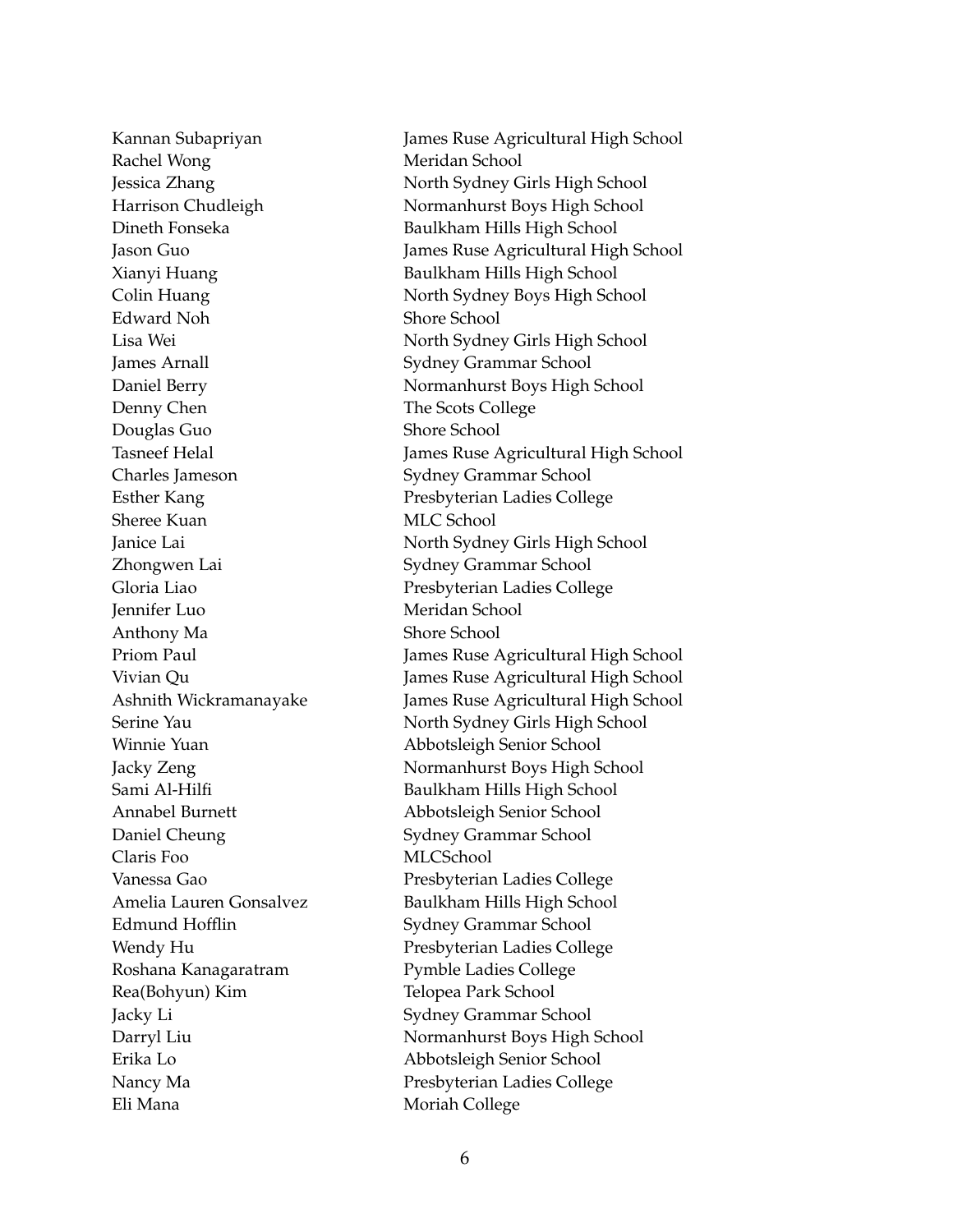| | |
|---|---|
| Kannan Subapriyan | James Ruse Agricultural High School |
| Rachel Wong | Meridan School |
| Jessica Zhang | North Sydney Girls High School |
| Harrison Chudleigh | Normanhurst Boys High School |
| Dineth Fonseka | Baulkham Hills High School |
| Jason Guo | James Ruse Agricultural High School |
| Xianyi Huang | Baulkham Hills High School |
| Colin Huang | North Sydney Boys High School |
| Edward Noh | Shore School |
| Lisa Wei | North Sydney Girls High School |
| James Arnall | Sydney Grammar School |
| Daniel Berry | Normanhurst Boys High School |
| Denny Chen | The Scots College |
| Douglas Guo | Shore School |
| Tasneef Helal | James Ruse Agricultural High School |
| Charles Jameson | Sydney Grammar School |
| Esther Kang | Presbyterian Ladies College |
| Sheree Kuan | MLC School |
| Janice Lai | North Sydney Girls High School |
| Zhongwen Lai | Sydney Grammar School |
| Gloria Liao | Presbyterian Ladies College |
| Jennifer Luo | Meridan School |
| Anthony Ma | Shore School |
| Priom Paul | James Ruse Agricultural High School |
| Vivian Qu | James Ruse Agricultural High School |
| Ashnith Wickramanayake | James Ruse Agricultural High School |
| Serine Yau | North Sydney Girls High School |
| Winnie Yuan | Abbotsleigh Senior School |
| Jacky Zeng | Normanhurst Boys High School |
| Sami Al-Hilfi | Baulkham Hills High School |
| Annabel Burnett | Abbotsleigh Senior School |
| Daniel Cheung | Sydney Grammar School |
| Claris Foo | MLCSchool |
| Vanessa Gao | Presbyterian Ladies College |
| Amelia Lauren Gonsalvez | Baulkham Hills High School |
| Edmund Hofflin | Sydney Grammar School |
| Wendy Hu | Presbyterian Ladies College |
| Roshana Kanagaratram | Pymble Ladies College |
| Rea(Bohyun) Kim | Telopea Park School |
| Jacky Li | Sydney Grammar School |
| Darryl Liu | Normanhurst Boys High School |
| Erika Lo | Abbotsleigh Senior School |
| Nancy Ma | Presbyterian Ladies College |
| Eli Mana | Moriah College |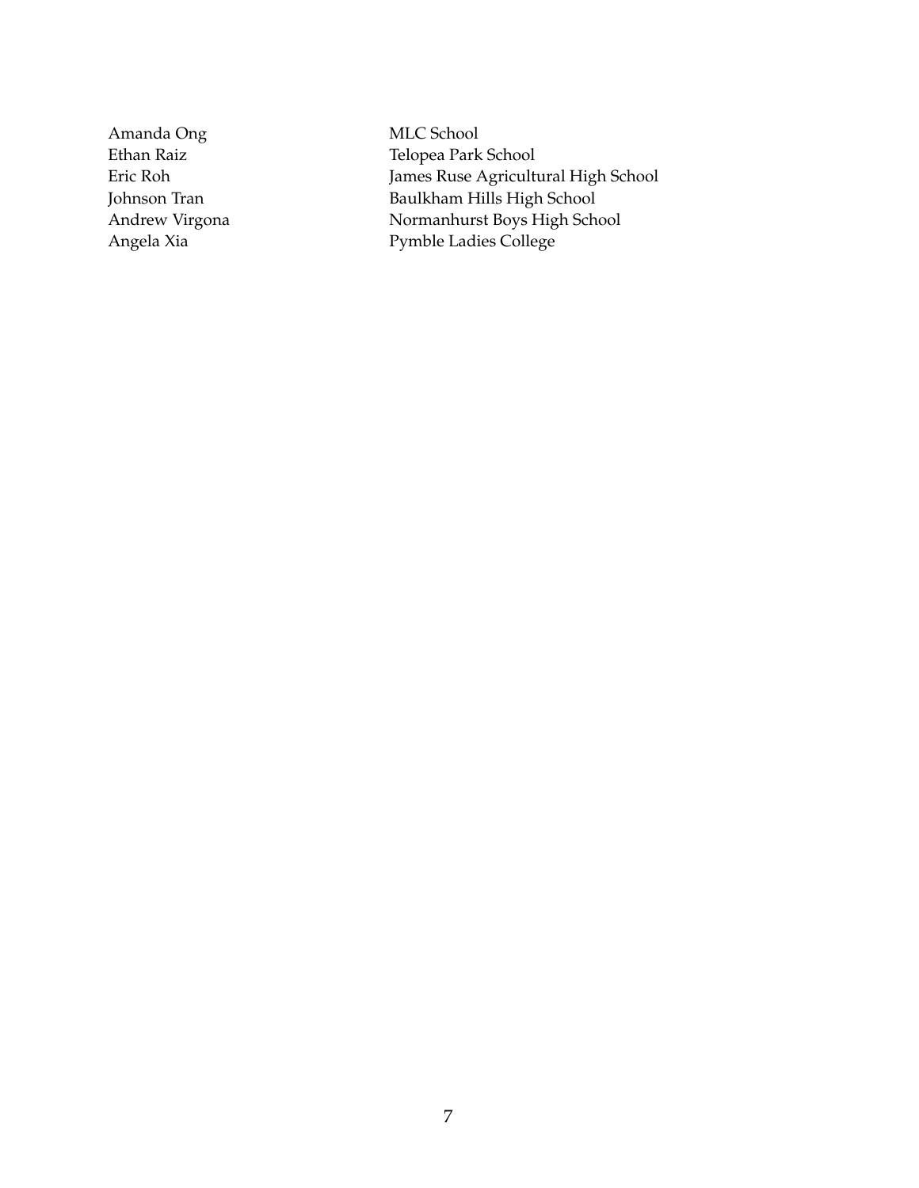| | |
|---|---|
| Amanda Ong | MLC School |
| Ethan Raiz | Telopea Park School |
| Eric Roh | James Ruse Agricultural High School |
| Johnson Tran | Baulkham Hills High School |
| Andrew Virgona | Normanhurst Boys High School |
| Angela Xia | Pymble Ladies College |